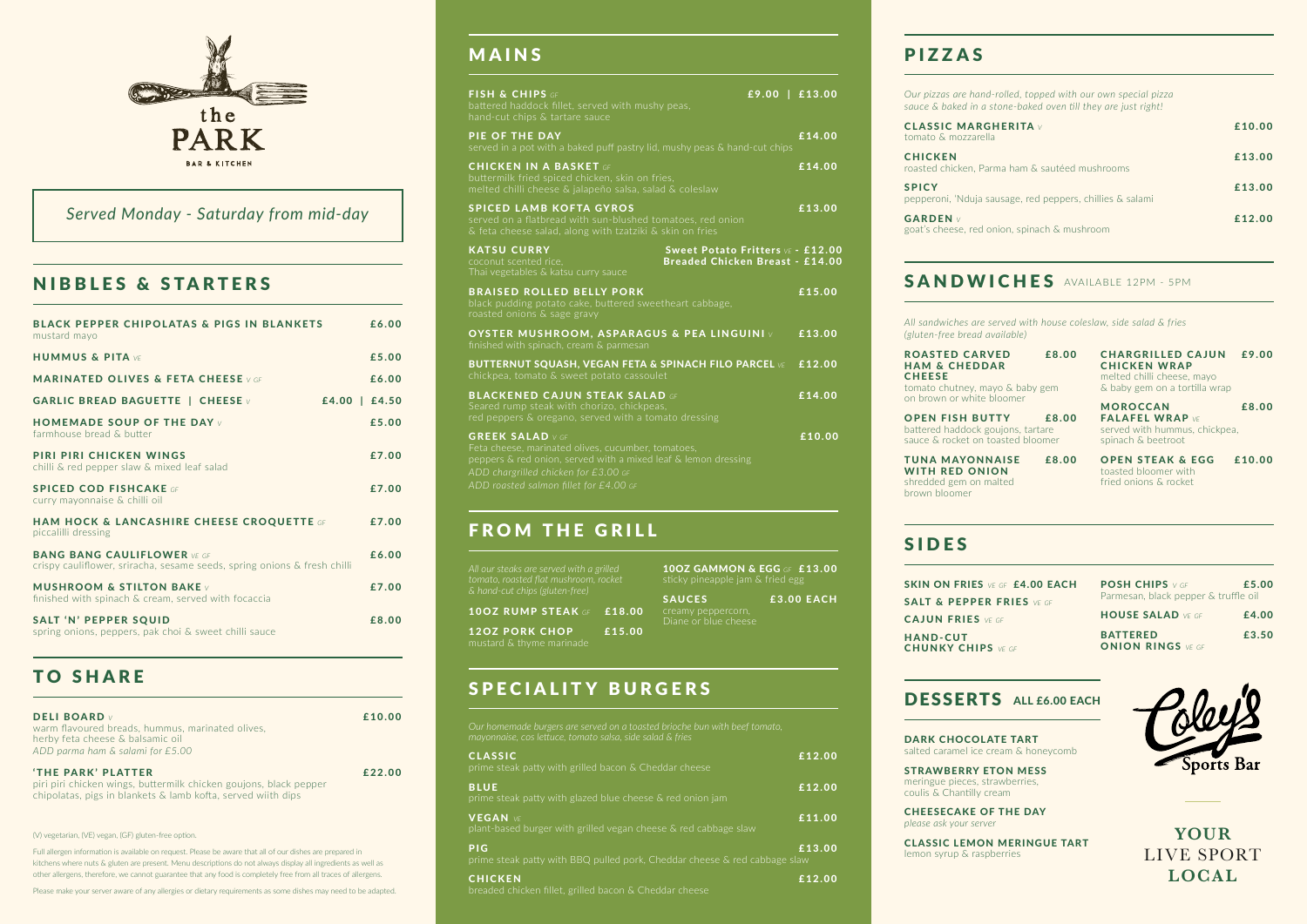the
# PARK
BAR & KITCHEN

*Served Monday - Saturday from mid-day*

## NIBBLES & STARTERS

**BLACK PEPPER CHIPOLATAS & PIGS IN BLANKETS** £6.00
mustard mayo

**HUMMUS & PITA** VE £5.00

**MARINATED OLIVES & FETA CHEESE** V GF £6.00

**GARLIC BREAD BAGUETTE | CHEESE** V £4.00 | £4.50

**HOMEMADE SOUP OF THE DAY** V £5.00
farmhouse bread & butter

**PIRI PIRI CHICKEN WINGS** £7.00
chilli & red pepper slaw & mixed leaf salad

**SPICED COD FISHCAKE** GF £7.00
curry mayonnaise & chilli oil

**HAM HOCK & LANCASHIRE CHEESE CROQUETTE** GF £7.00
piccalilli dressing

**BANG BANG CAULIFLOWER** VE GF £6.00
crispy cauliflower, sriracha, sesame seeds, spring onions & fresh chilli

**MUSHROOM & STILTON BAKE** V £7.00
finished with spinach & cream, served with focaccia

**SALT 'N' PEPPER SQUID** £8.00
spring onions, peppers, pak choi & sweet chilli sauce

## TO SHARE

**DELI BOARD** V £10.00
warm flavoured breads, hummus, marinated olives, herby feta cheese & balsamic oil
*ADD parma ham & salami for £5.00*

**'THE PARK' PLATTER** £22.00
piri piri chicken wings, buttermilk chicken goujons, black pepper chipolatas, pigs in blankets & lamb kofta, served wiith dips

(V) vegetarian, (VE) vegan, (GF) gluten-free option.

Full allergen information is available on request. Please be aware that all of our dishes are prepared in kitchens where nuts & gluten are present. Menu descriptions do not always display all ingredients as well as other allergens, therefore, we cannot guarantee that any food is completely free from all traces of allergens.

Please make your server aware of any allergies or dietary requirements as some dishes may need to be adapted.

## MAINS

**FISH & CHIPS** GF £9.00 | £13.00
battered haddock fillet, served with mushy peas, hand-cut chips & tartare sauce

**PIE OF THE DAY** £14.00
served in a pot with a baked puff pastry lid, mushy peas & hand-cut chips

**CHICKEN IN A BASKET** GF £14.00
buttermilk fried spiced chicken, skin on fries, melted chilli cheese & jalapeño salsa, salad & coleslaw

**SPICED LAMB KOFTA GYROS** £13.00
served on a flatbread with sun-blushed tomatoes, red onion & feta cheese salad, along with tzatziki & skin on fries

**KATSU CURRY**
coconut scented rice, Thai vegetables & katsu curry sauce
**Sweet Potato Fritters** VE **- £12.00**
**Breaded Chicken Breast - £14.00**

**BRAISED ROLLED BELLY PORK** £15.00
black pudding potato cake, buttered sweetheart cabbage, roasted onions & sage gravy

**OYSTER MUSHROOM, ASPARAGUS & PEA LINGUINI** V £13.00
finished with spinach, cream & parmesan

**BUTTERNUT SQUASH, VEGAN FETA & SPINACH FILO PARCEL** VE £12.00
chickpea, tomato & sweet potato cassoulet

**BLACKENED CAJUN STEAK SALAD** GF £14.00
Seared rump steak with chorizo, chickpeas, red peppers & oregano, served with a tomato dressing

**GREEK SALAD** V GF £10.00
Feta cheese, marinated olives, cucumber, tomatoes, peppers & red onion, served with a mixed leaf & lemon dressing
*ADD chargrilled chicken for £3.00 GF*
*ADD roasted salmon fillet for £4.00 GF*

## FROM THE GRILL

*All our steaks are served with a grilled tomato, roasted flat mushroom, rocket & hand-cut chips (gluten-free)*

**10OZ RUMP STEAK** GF £18.00

**12OZ PORK CHOP** £15.00
mustard & thyme marinade

**10OZ GAMMON & EGG** GF £13.00
sticky pineapple jam & fried egg

**SAUCES** £3.00 EACH
creamy peppercorn, Diane or blue cheese

## SPECIALITY BURGERS

*Our homemade burgers are served on a toasted brioche bun with beef tomato, mayonnaise, cos lettuce, tomato salsa, side salad & fries*

**CLASSIC** £12.00
prime steak patty with grilled bacon & Cheddar cheese

**BLUE** £12.00
prime steak patty with glazed blue cheese & red onion jam

**VEGAN** VE £11.00
plant-based burger with grilled vegan cheese & red cabbage slaw

**PIG** £13.00
prime steak patty with BBQ pulled pork, Cheddar cheese & red cabbage slaw

**CHICKEN** £12.00
breaded chicken fillet, grilled bacon & Cheddar cheese

## PIZZAS

*Our pizzas are hand-rolled, topped with our own special pizza sauce & baked in a stone-baked oven till they are just right!*

**CLASSIC MARGHERITA** V £10.00
tomato & mozzarella

**CHICKEN** £13.00
roasted chicken, Parma ham & sautéed mushrooms

**SPICY** £13.00
pepperoni, 'Nduja sausage, red peppers, chillies & salami

**GARDEN** V £12.00
goat's cheese, red onion, spinach & mushroom

## SANDWICHES AVAILABLE 12PM - 5PM

*All sandwiches are served with house coleslaw, side salad & fries (gluten-free bread available)*

**ROASTED CARVED HAM & CHEDDAR CHEESE** £8.00
tomato chutney, mayo & baby gem on brown or white bloomer

**OPEN FISH BUTTY** £8.00
battered haddock goujons, tartare sauce & rocket on toasted bloomer

**TUNA MAYONNAISE WITH RED ONION** £8.00
shredded gem on malted brown bloomer

**CHARGRILLED CAJUN CHICKEN WRAP** £9.00
melted chilli cheese, mayo & baby gem on a tortilla wrap

**MOROCCAN FALAFEL WRAP** VE £8.00
served with hummus, chickpea, spinach & beetroot

**OPEN STEAK & EGG** £10.00
toasted bloomer with fried onions & rocket

## SIDES

**SKIN ON FRIES** VE GF **£4.00 EACH**
**SALT & PEPPER FRIES** VE GF
**CAJUN FRIES** VE GF
**HAND-CUT CHUNKY CHIPS** VE GF

**POSH CHIPS** V GF £5.00
Parmesan, black pepper & truffle oil

**HOUSE SALAD** VE GF £4.00

**BATTERED ONION RINGS** VE GF £3.50

## DESSERTS ALL £6.00 EACH

**DARK CHOCOLATE TART**
salted caramel ice cream & honeycomb

**STRAWBERRY ETON MESS**
meringue pieces, strawberries, coulis & Chantilly cream

**CHEESECAKE OF THE DAY**
*please ask your server*

**CLASSIC LEMON MERINGUE TART**
lemon syrup & raspberries

Coley's Sports Bar

**YOUR** LIVE SPORT **LOCAL**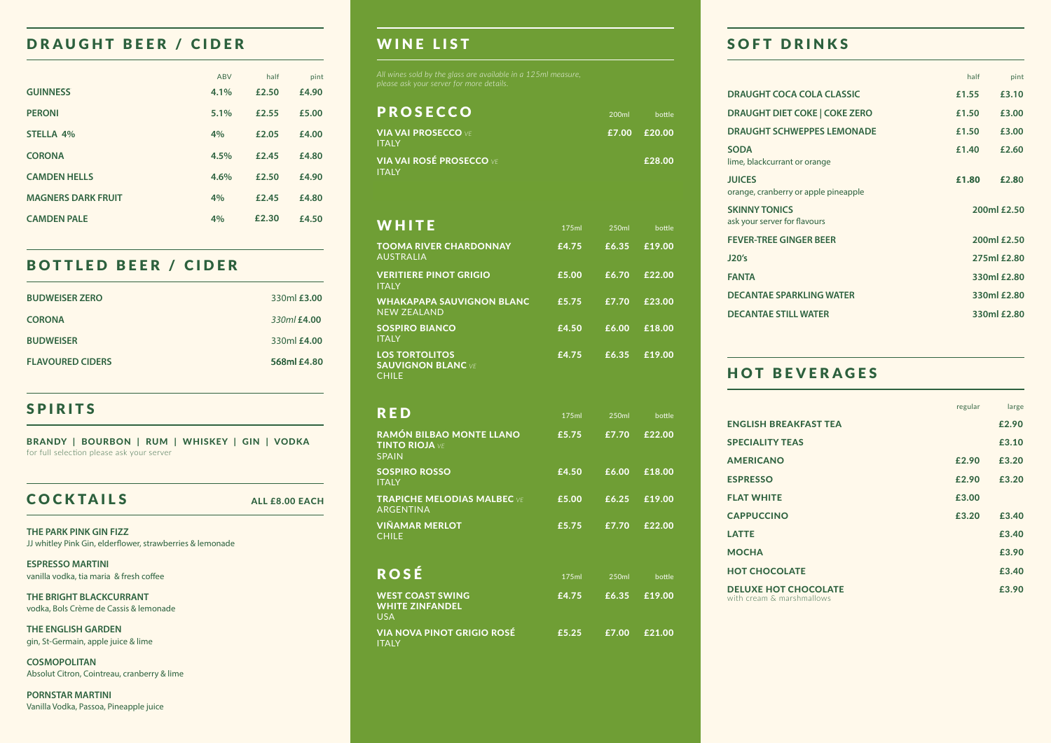## DRAUGHT BEER / CIDER

| | ABV | half | pint |
|---|---|---|---|
| **GUINNESS** | 4.1% | £2.50 | £4.90 |
| **PERONI** | 5.1% | £2.55 | £5.00 |
| **STELLA 4%** | 4% | £2.05 | £4.00 |
| **CORONA** | 4.5% | £2.45 | £4.80 |
| **CAMDEN HELLS** | 4.6% | £2.50 | £4.90 |
| **MAGNERS DARK FRUIT** | 4% | £2.45 | £4.80 |
| **CAMDEN PALE** | 4% | £2.30 | £4.50 |

## BOTTLED BEER / CIDER

| | |
|---|---|
| **BUDWEISER ZERO** | 330ml **£3.00** |
| **CORONA** | *330ml* **£4.00** |
| **BUDWEISER** | 330ml **£4.00** |
| **FLAVOURED CIDERS** | **568ml £4.80** |

## SPIRITS

**BRANDY | BOURBON | RUM | WHISKEY | GIN | VODKA**
for full selection please ask your server

## COCKTAILS

**ALL £8.00 EACH**

**THE PARK PINK GIN FIZZ**
JJ whitley Pink Gin, elderflower, strawberries & lemonade

**ESPRESSO MARTINI**
vanilla vodka, tia maria & fresh coffee

**THE BRIGHT BLACKCURRANT**
vodka, Bols Crème de Cassis & lemonade

**THE ENGLISH GARDEN**
gin, St-Germain, apple juice & lime

**COSMOPOLITAN**
Absolut Citron, Cointreau, cranberry & lime

**PORNSTAR MARTINI**
Vanilla Vodka, Passoa, Pineapple juice

## WINE LIST

*All wines sold by the glass are available in a 125ml measure, please ask your server for more details.*

### PROSECCO

| | 200ml | bottle |
|---|---|---|
| **VIA VAI PROSECCO** *VE* ITALY | £7.00 | £20.00 |
| **VIA VAI ROSÉ PROSECCO** *VE* ITALY | | £28.00 |

### WHITE

| | 175ml | 250ml | bottle |
|---|---|---|---|
| **TOOMA RIVER CHARDONNAY** AUSTRALIA | £4.75 | £6.35 | £19.00 |
| **VERITIERE PINOT GRIGIO** ITALY | £5.00 | £6.70 | £22.00 |
| **WHAKAPAPA SAUVIGNON BLANC** NEW ZEALAND | £5.75 | £7.70 | £23.00 |
| **SOSPIRO BIANCO** ITALY | £4.50 | £6.00 | £18.00 |
| **LOS TORTOLITOS SAUVIGNON BLANC** *VE* CHILE | £4.75 | £6.35 | £19.00 |

### RED

| | 175ml | 250ml | bottle |
|---|---|---|---|
| **RAMÓN BILBAO MONTE LLANO TINTO RIOJA** *VE* SPAIN | £5.75 | £7.70 | £22.00 |
| **SOSPIRO ROSSO** ITALY | £4.50 | £6.00 | £18.00 |
| **TRAPICHE MELODIAS MALBEC** *VE* ARGENTINA | £5.00 | £6.25 | £19.00 |
| **VIÑAMAR MERLOT** CHILE | £5.75 | £7.70 | £22.00 |

### ROSÉ

| | 175ml | 250ml | bottle |
|---|---|---|---|
| **WEST COAST SWING WHITE ZINFANDEL** USA | £4.75 | £6.35 | £19.00 |
| **VIA NOVA PINOT GRIGIO ROSÉ** ITALY | £5.25 | £7.00 | £21.00 |

## SOFT DRINKS

| | half | pint |
|---|---|---|
| **DRAUGHT COCA COLA CLASSIC** | £1.55 | £3.10 |
| **DRAUGHT DIET COKE \| COKE ZERO** | £1.50 | £3.00 |
| **DRAUGHT SCHWEPPES LEMONADE** | £1.50 | £3.00 |
| **SODA** lime, blackcurrant or orange | £1.40 | £2.60 |
| **JUICES** orange, cranberry or apple pineapple | £1.80 | £2.80 |
| **SKINNY TONICS** ask your server for flavours | | 200ml £2.50 |
| **FEVER-TREE GINGER BEER** | | 200ml £2.50 |
| **J20's** | | 275ml £2.80 |
| **FANTA** | | 330ml £2.80 |
| **DECANTAE SPARKLING WATER** | | 330ml £2.80 |
| **DECANTAE STILL WATER** | | 330ml £2.80 |

## HOT BEVERAGES

| | regular | large |
|---|---|---|
| **ENGLISH BREAKFAST TEA** | | £2.90 |
| **SPECIALITY TEAS** | | £3.10 |
| **AMERICANO** | £2.90 | £3.20 |
| **ESPRESSO** | £2.90 | £3.20 |
| **FLAT WHITE** | £3.00 | |
| **CAPPUCCINO** | £3.20 | £3.40 |
| **LATTE** | | £3.40 |
| **MOCHA** | | £3.90 |
| **HOT CHOCOLATE** | | £3.40 |
| **DELUXE HOT CHOCOLATE** with cream & marshmallows | | £3.90 |